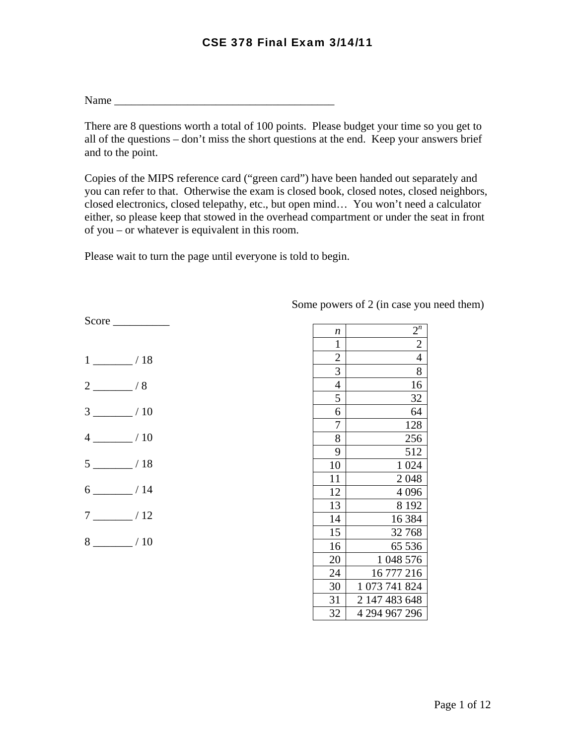# CSE 378 Final Exam 3/14/11

Name ________________________________________

There are 8 questions worth a total of 100 points. Please budget your time so you get to all of the questions – don't miss the short questions at the end. Keep your answers brief and to the point.

Copies of the MIPS reference card ("green card") have been handed out separately and you can refer to that. Otherwise the exam is closed book, closed notes, closed neighbors, closed electronics, closed telepathy, etc., but open mind… You won't need a calculator either, so please keep that stowed in the overhead compartment or under the seat in front of you – or whatever is equivalent in this room.

Please wait to turn the page until everyone is told to begin.

Score __________

1 _______ / 18

2 _______ / 8

3 _______ / 10

4 _______ / 10

5 _______ / 18

6 _______ / 14

7 _______ / 12

8 _______ / 10

Some powers of 2 (in case you need them)

| $n$ | $2^n$ |
|---|---|
| 1 | 2 |
| 2 | 4 |
| 3 | 8 |
| 4 | 16 |
| 5 | 32 |
| 6 | 64 |
| 7 | 128 |
| 8 | 256 |
| 9 | 512 |
| 10 | 1 024 |
| 11 | 2 048 |
| 12 | 4 096 |
| 13 | 8 192 |
| 14 | 16 384 |
| 15 | 32 768 |
| 16 | 65 536 |
| 20 | 1 048 576 |
| 24 | 16 777 216 |
| 30 | 1 073 741 824 |
| 31 | 2 147 483 648 |
| 32 | 4 294 967 296 |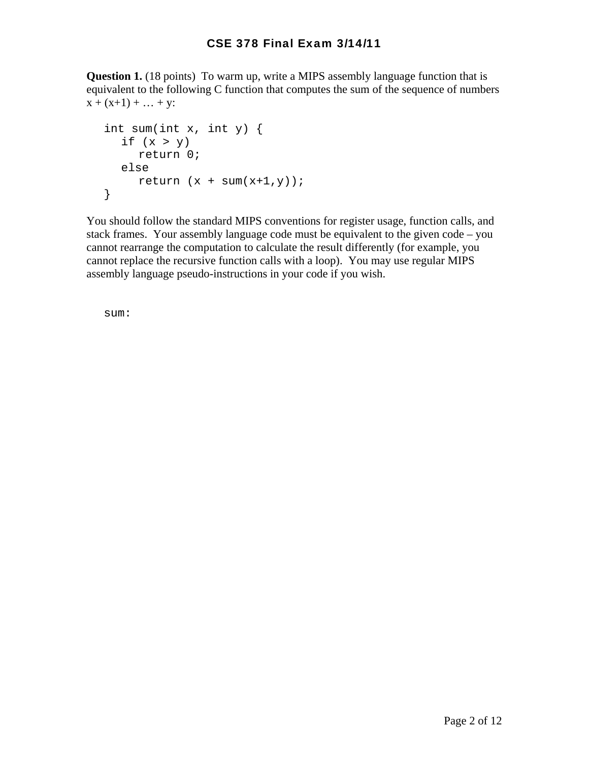# CSE 378 Final Exam 3/14/11

**Question 1.** (18 points) To warm up, write a MIPS assembly language function that is equivalent to the following C function that computes the sum of the sequence of numbers x + (x+1) + … + y:

```
int sum(int x, int y) {
   if (x > y)
      return 0;
   else
      return (x + sum(x+1,y));
}
```

You should follow the standard MIPS conventions for register usage, function calls, and stack frames. Your assembly language code must be equivalent to the given code – you cannot rearrange the computation to calculate the result differently (for example, you cannot replace the recursive function calls with a loop). You may use regular MIPS assembly language pseudo-instructions in your code if you wish.

```
sum:
```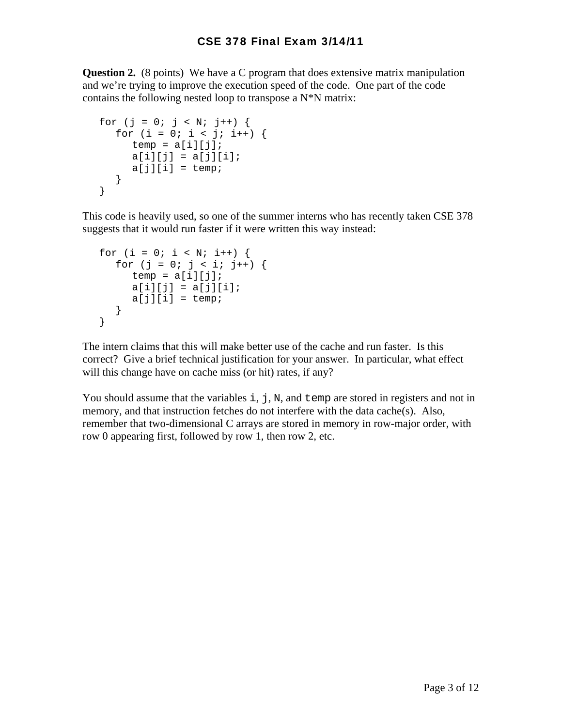# CSE 378 Final Exam 3/14/11

**Question 2.** (8 points) We have a C program that does extensive matrix manipulation and we're trying to improve the execution speed of the code. One part of the code contains the following nested loop to transpose a N*N matrix:

```
for (j = 0; j < N; j++) {
   for (i = 0; i < j; i++) {
      temp = a[i][j];
      a[i][j] = a[j][i];
      a[j][i] = temp;
   }
}
```

This code is heavily used, so one of the summer interns who has recently taken CSE 378 suggests that it would run faster if it were written this way instead:

```
for (i = 0; i < N; i++) {
   for (j = 0; j < i; j++) {
      temp = a[i][j];
      a[i][j] = a[j][i];
      a[j][i] = temp;
   }
}
```

The intern claims that this will make better use of the cache and run faster. Is this correct? Give a brief technical justification for your answer. In particular, what effect will this change have on cache miss (or hit) rates, if any?

You should assume that the variables `i`, `j`, `N`, and `temp` are stored in registers and not in memory, and that instruction fetches do not interfere with the data cache(s). Also, remember that two-dimensional C arrays are stored in memory in row-major order, with row 0 appearing first, followed by row 1, then row 2, etc.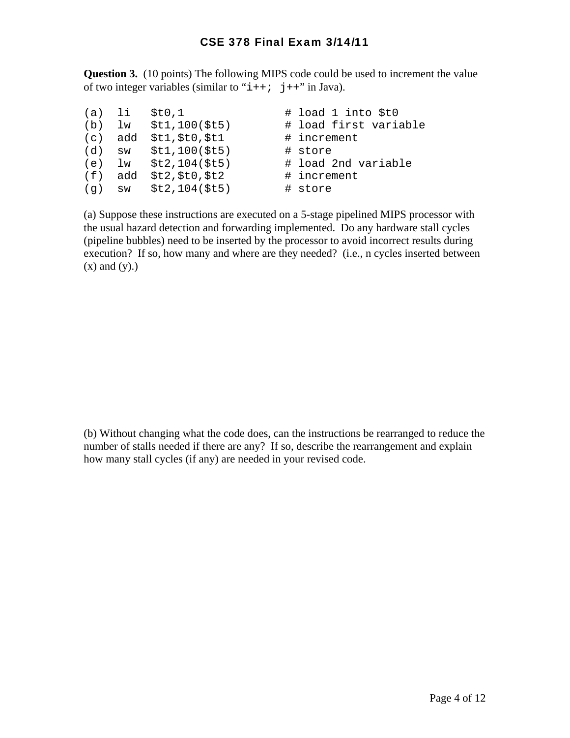# CSE 378 Final Exam 3/14/11

**Question 3.** (10 points) The following MIPS code could be used to increment the value of two integer variables (similar to "`i++; j++`" in Java).

```
(a)  li   $t0,1              # load 1 into $t0
(b)  lw   $t1,100($t5)       # load first variable
(c)  add  $t1,$t0,$t1        # increment
(d)  sw   $t1,100($t5)       # store
(e)  lw   $t2,104($t5)       # load 2nd variable
(f)  add  $t2,$t0,$t2        # increment
(g)  sw   $t2,104($t5)       # store
```

(a) Suppose these instructions are executed on a 5-stage pipelined MIPS processor with the usual hazard detection and forwarding implemented. Do any hardware stall cycles (pipeline bubbles) need to be inserted by the processor to avoid incorrect results during execution? If so, how many and where are they needed? (i.e., n cycles inserted between (x) and (y).)

(b) Without changing what the code does, can the instructions be rearranged to reduce the number of stalls needed if there are any? If so, describe the rearrangement and explain how many stall cycles (if any) are needed in your revised code.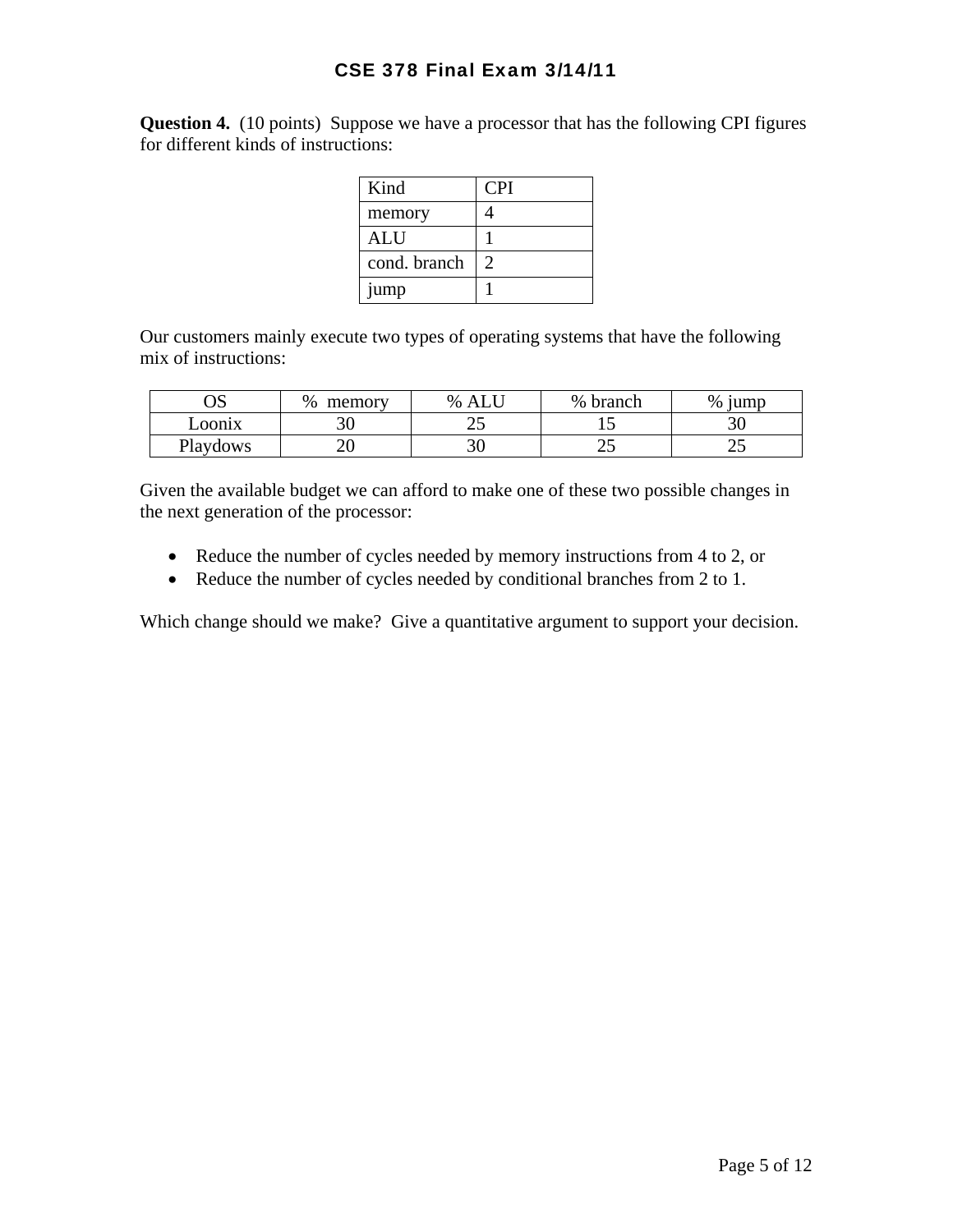# CSE 378 Final Exam 3/14/11

**Question 4.** (10 points) Suppose we have a processor that has the following CPI figures for different kinds of instructions:

| Kind | CPI |
|---|---|
| memory | 4 |
| ALU | 1 |
| cond. branch | 2 |
| jump | 1 |

Our customers mainly execute two types of operating systems that have the following mix of instructions:

| OS | % memory | % ALU | % branch | % jump |
|---|---|---|---|---|
| Loonix | 30 | 25 | 15 | 30 |
| Playdows | 20 | 30 | 25 | 25 |

Given the available budget we can afford to make one of these two possible changes in the next generation of the processor:

- Reduce the number of cycles needed by memory instructions from 4 to 2, or
- Reduce the number of cycles needed by conditional branches from 2 to 1.

Which change should we make? Give a quantitative argument to support your decision.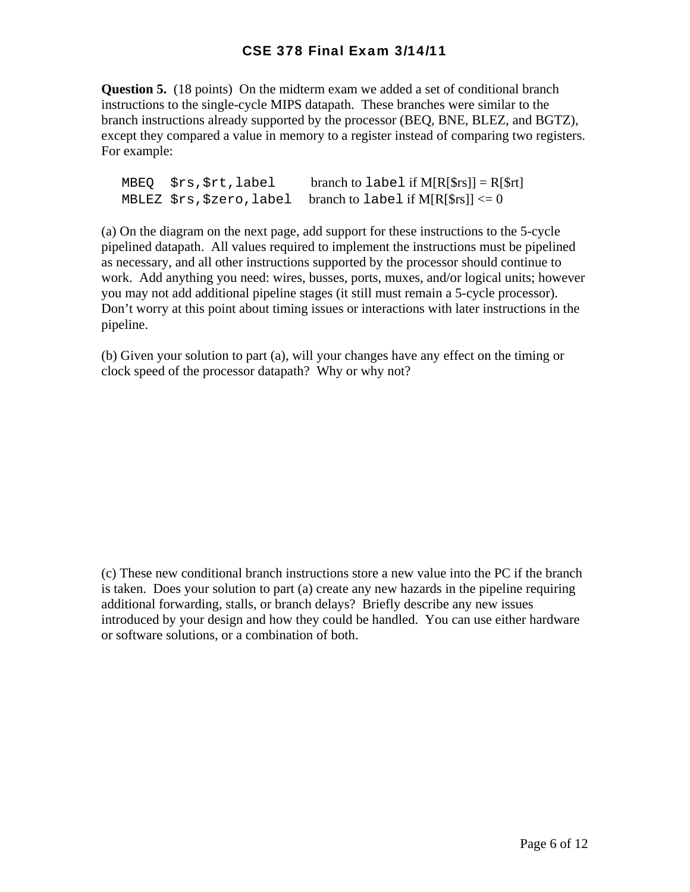**Question 5.** (18 points) On the midterm exam we added a set of conditional branch instructions to the single-cycle MIPS datapath. These branches were similar to the branch instructions already supported by the processor (BEQ, BNE, BLEZ, and BGTZ), except they compared a value in memory to a register instead of comparing two registers. For example:

```
MBEQ  $rs,$rt,label       branch to label if M[R[$rs]] = R[$rt]
MBLEZ $rs,$zero,label     branch to label if M[R[$rs]] <= 0
```

(a) On the diagram on the next page, add support for these instructions to the 5-cycle pipelined datapath. All values required to implement the instructions must be pipelined as necessary, and all other instructions supported by the processor should continue to work. Add anything you need: wires, busses, ports, muxes, and/or logical units; however you may not add additional pipeline stages (it still must remain a 5-cycle processor). Don't worry at this point about timing issues or interactions with later instructions in the pipeline.

(b) Given your solution to part (a), will your changes have any effect on the timing or clock speed of the processor datapath? Why or why not?

(c) These new conditional branch instructions store a new value into the PC if the branch is taken. Does your solution to part (a) create any new hazards in the pipeline requiring additional forwarding, stalls, or branch delays? Briefly describe any new issues introduced by your design and how they could be handled. You can use either hardware or software solutions, or a combination of both.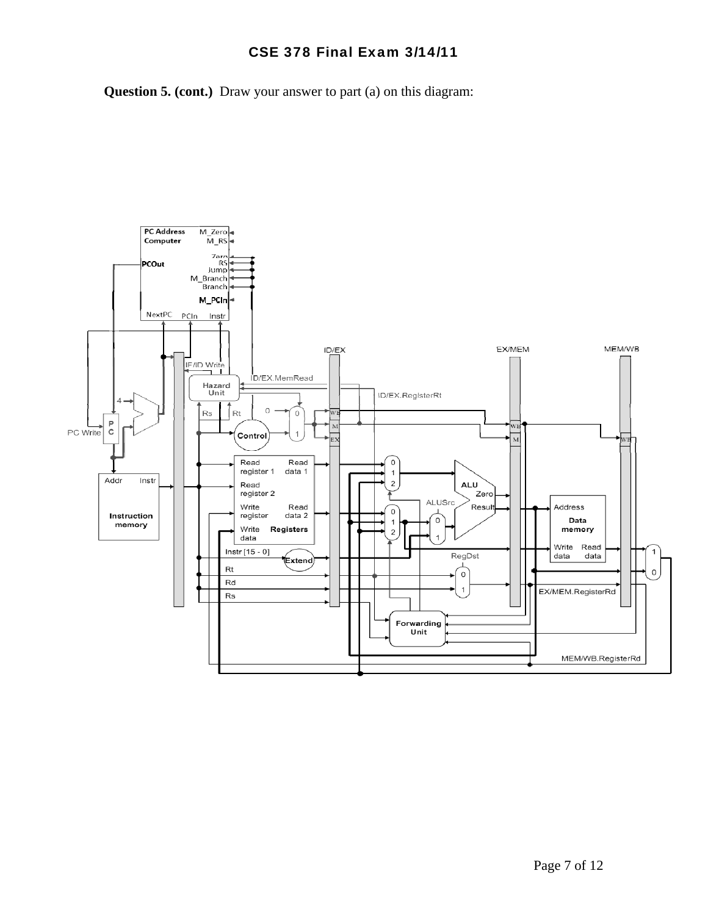**Question 5. (cont.)** Draw your answer to part (a) on this diagram: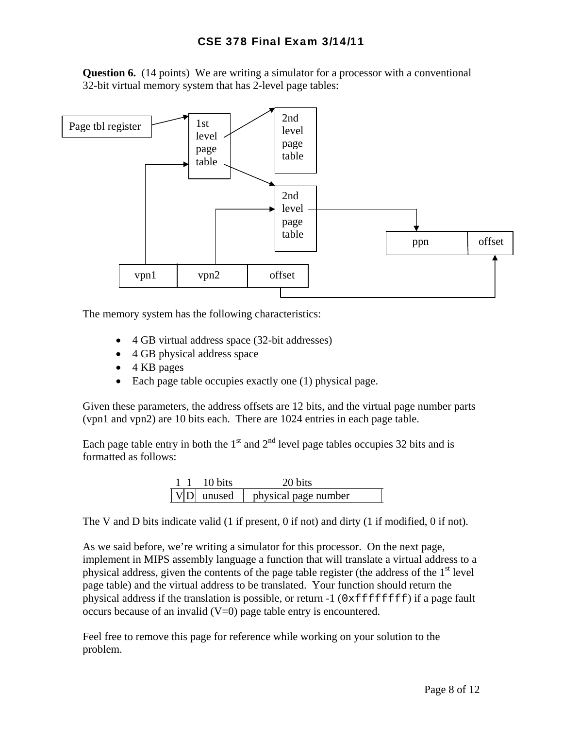**Question 6.** (14 points) We are writing a simulator for a processor with a conventional 32-bit virtual memory system that has 2-level page tables:

Page tbl register → 1st level page table → 2nd level page table → ppn | offset

vpn1 | vpn2 | offset

The memory system has the following characteristics:

- 4 GB virtual address space (32-bit addresses)
- 4 GB physical address space
- 4 KB pages
- Each page table occupies exactly one (1) physical page.

Given these parameters, the address offsets are 12 bits, and the virtual page number parts (vpn1 and vpn2) are 10 bits each. There are 1024 entries in each page table.

Each page table entry in both the 1st and 2nd level page tables occupies 32 bits and is formatted as follows:

| 1 | 1 | 10 bits | 20 bits |
|---|---|---|---|
| V | D | unused | physical page number |

The V and D bits indicate valid (1 if present, 0 if not) and dirty (1 if modified, 0 if not).

As we said before, we're writing a simulator for this processor. On the next page, implement in MIPS assembly language a function that will translate a virtual address to a physical address, given the contents of the page table register (the address of the 1st level page table) and the virtual address to be translated. Your function should return the physical address if the translation is possible, or return -1 (`0xffffffff`) if a page fault occurs because of an invalid (V=0) page table entry is encountered.

Feel free to remove this page for reference while working on your solution to the problem.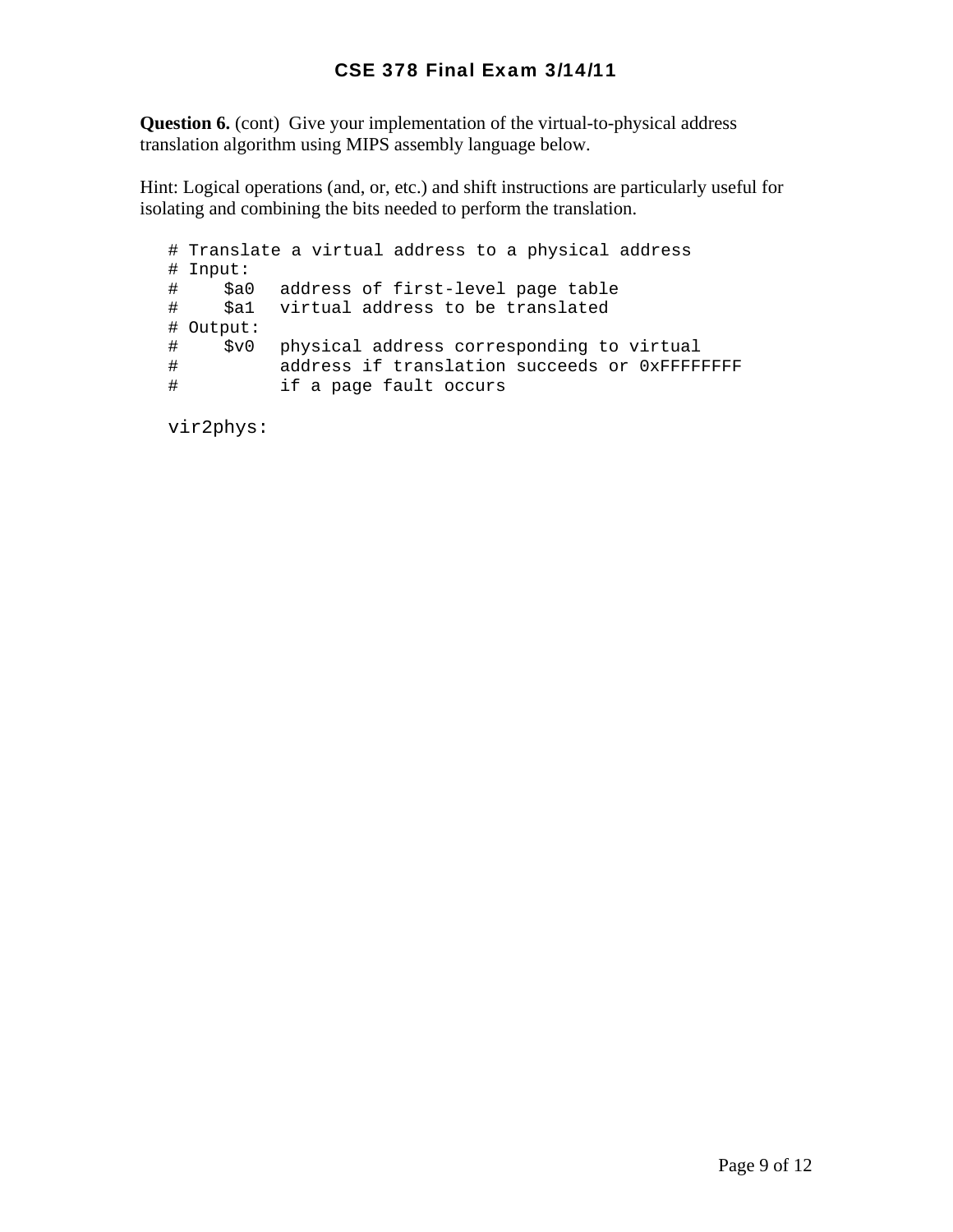**Question 6.** (cont) Give your implementation of the virtual-to-physical address translation algorithm using MIPS assembly language below.

Hint: Logical operations (and, or, etc.) and shift instructions are particularly useful for isolating and combining the bits needed to perform the translation.

```
# Translate a virtual address to a physical address
# Input:
#    $a0  address of first-level page table
#    $a1  virtual address to be translated
# Output:
#    $v0  physical address corresponding to virtual
#         address if translation succeeds or 0xFFFFFFFF
#         if a page fault occurs

vir2phys:
```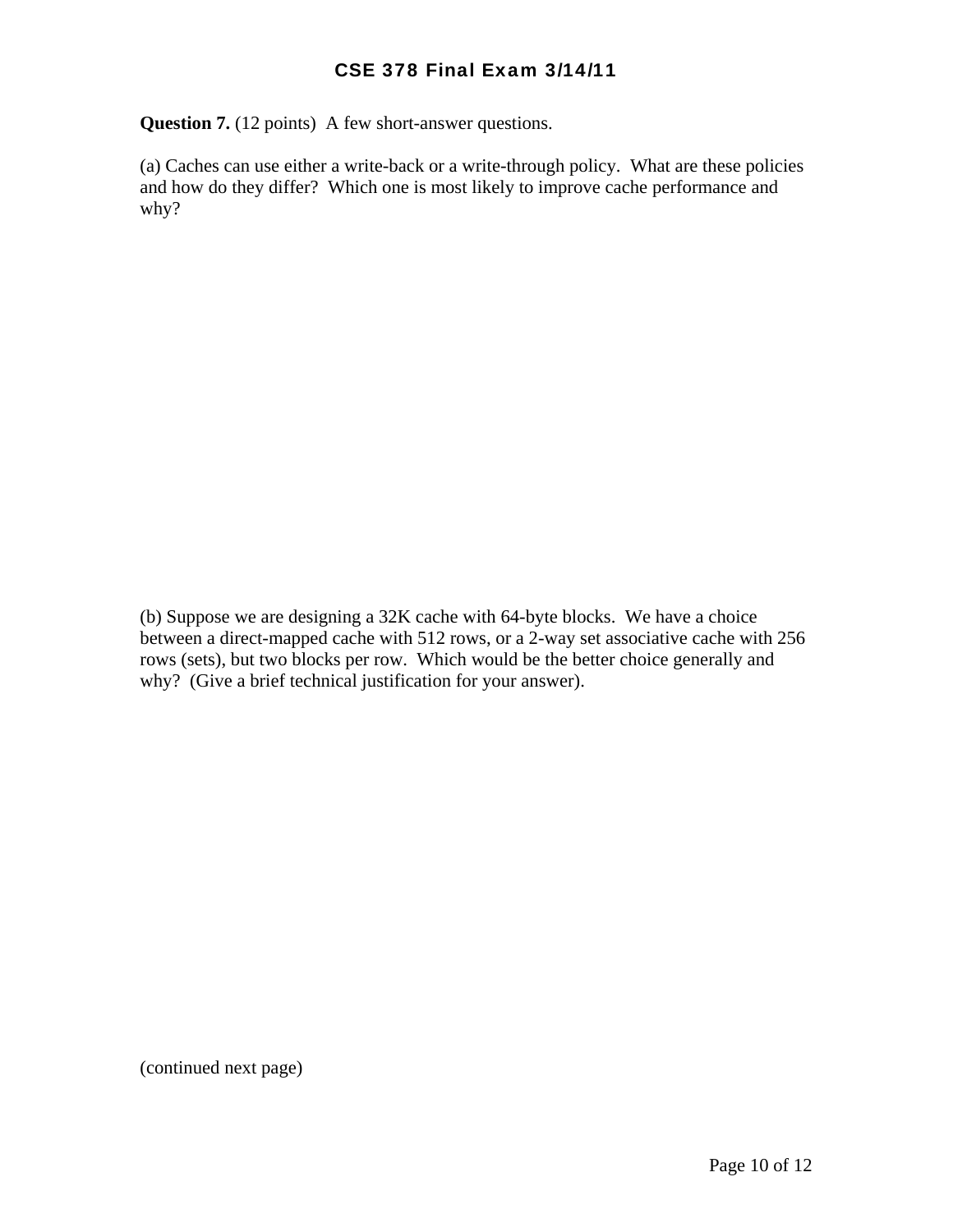**Question 7.** (12 points) A few short-answer questions.

(a) Caches can use either a write-back or a write-through policy. What are these policies and how do they differ? Which one is most likely to improve cache performance and why?

(b) Suppose we are designing a 32K cache with 64-byte blocks. We have a choice between a direct-mapped cache with 512 rows, or a 2-way set associative cache with 256 rows (sets), but two blocks per row. Which would be the better choice generally and why? (Give a brief technical justification for your answer).

(continued next page)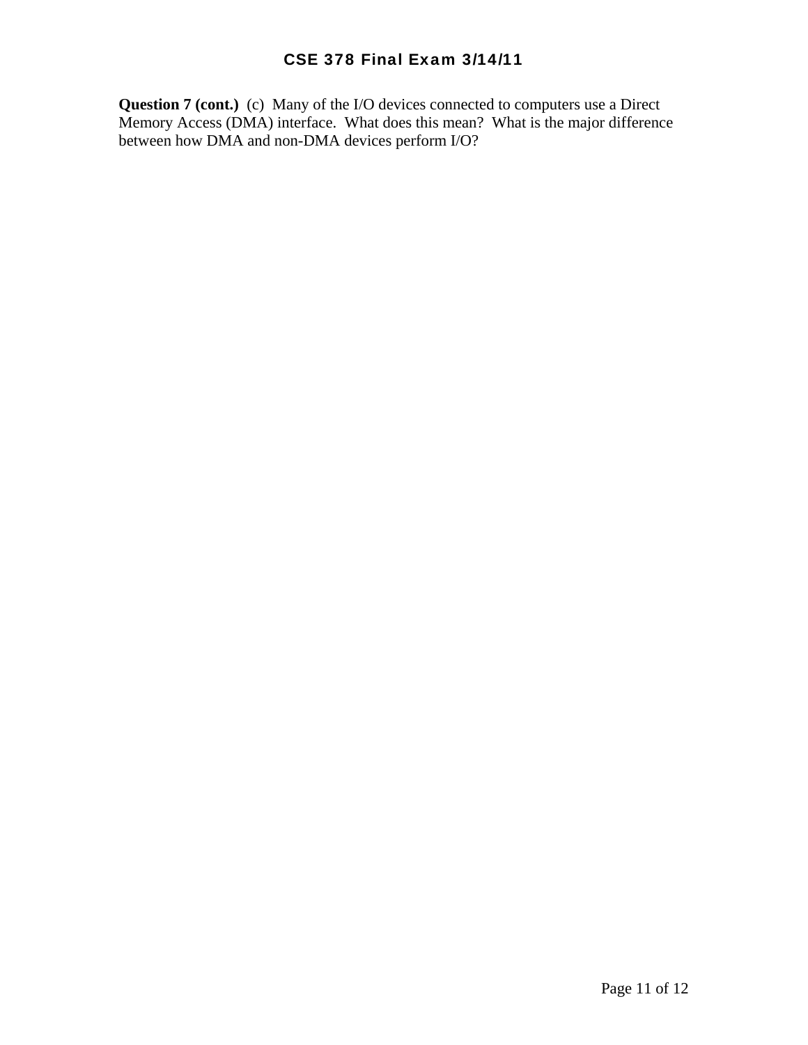**Question 7 (cont.)** (c) Many of the I/O devices connected to computers use a Direct Memory Access (DMA) interface. What does this mean? What is the major difference between how DMA and non-DMA devices perform I/O?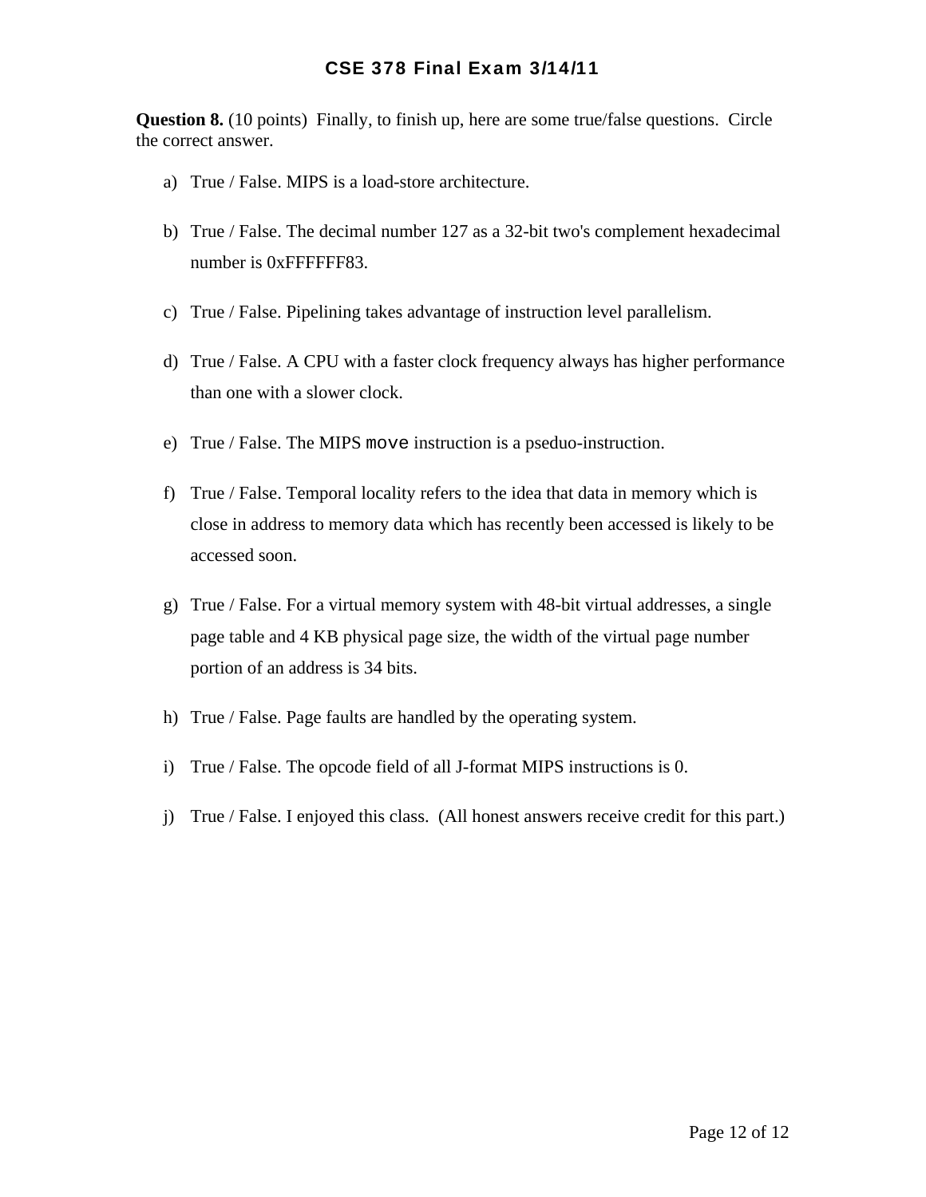**Question 8.** (10 points) Finally, to finish up, here are some true/false questions. Circle the correct answer.

a) True / False. MIPS is a load-store architecture.

b) True / False. The decimal number 127 as a 32-bit two's complement hexadecimal number is 0xFFFFFF83.

c) True / False. Pipelining takes advantage of instruction level parallelism.

d) True / False. A CPU with a faster clock frequency always has higher performance than one with a slower clock.

e) True / False. The MIPS `move` instruction is a pseduo-instruction.

f) True / False. Temporal locality refers to the idea that data in memory which is close in address to memory data which has recently been accessed is likely to be accessed soon.

g) True / False. For a virtual memory system with 48-bit virtual addresses, a single page table and 4 KB physical page size, the width of the virtual page number portion of an address is 34 bits.

h) True / False. Page faults are handled by the operating system.

i) True / False. The opcode field of all J-format MIPS instructions is 0.

j) True / False. I enjoyed this class. (All honest answers receive credit for this part.)